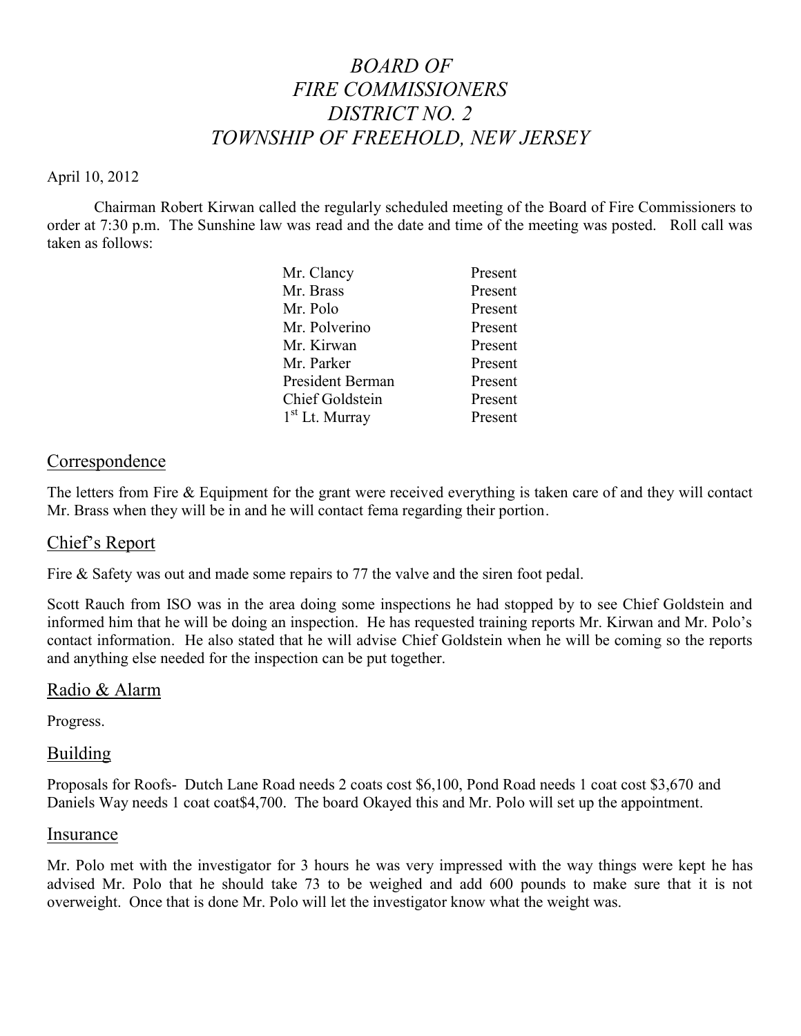# *BOARD OF FIRE COMMISSIONERS DISTRICT NO. 2 TOWNSHIP OF FREEHOLD, NEW JERSEY*

April 10, 2012

Chairman Robert Kirwan called the regularly scheduled meeting of the Board of Fire Commissioners to order at 7:30 p.m. The Sunshine law was read and the date and time of the meeting was posted. Roll call was taken as follows:

| | |
|---|---|
| Mr. Clancy | Present |
| Mr. Brass | Present |
| Mr. Polo | Present |
| Mr. Polverino | Present |
| Mr. Kirwan | Present |
| Mr. Parker | Present |
| President Berman | Present |
| Chief Goldstein | Present |
| 1st Lt. Murray | Present |

## Correspondence

The letters from Fire & Equipment for the grant were received everything is taken care of and they will contact Mr. Brass when they will be in and he will contact fema regarding their portion.

## Chief's Report

Fire & Safety was out and made some repairs to 77 the valve and the siren foot pedal.

Scott Rauch from ISO was in the area doing some inspections he had stopped by to see Chief Goldstein and informed him that he will be doing an inspection. He has requested training reports Mr. Kirwan and Mr. Polo's contact information. He also stated that he will advise Chief Goldstein when he will be coming so the reports and anything else needed for the inspection can be put together.

## Radio & Alarm

Progress.

## Building

Proposals for Roofs- Dutch Lane Road needs 2 coats cost $6,100, Pond Road needs 1 coat cost $3,670 and Daniels Way needs 1 coat coat$4,700. The board Okayed this and Mr. Polo will set up the appointment.

## Insurance

Mr. Polo met with the investigator for 3 hours he was very impressed with the way things were kept he has advised Mr. Polo that he should take 73 to be weighed and add 600 pounds to make sure that it is not overweight. Once that is done Mr. Polo will let the investigator know what the weight was.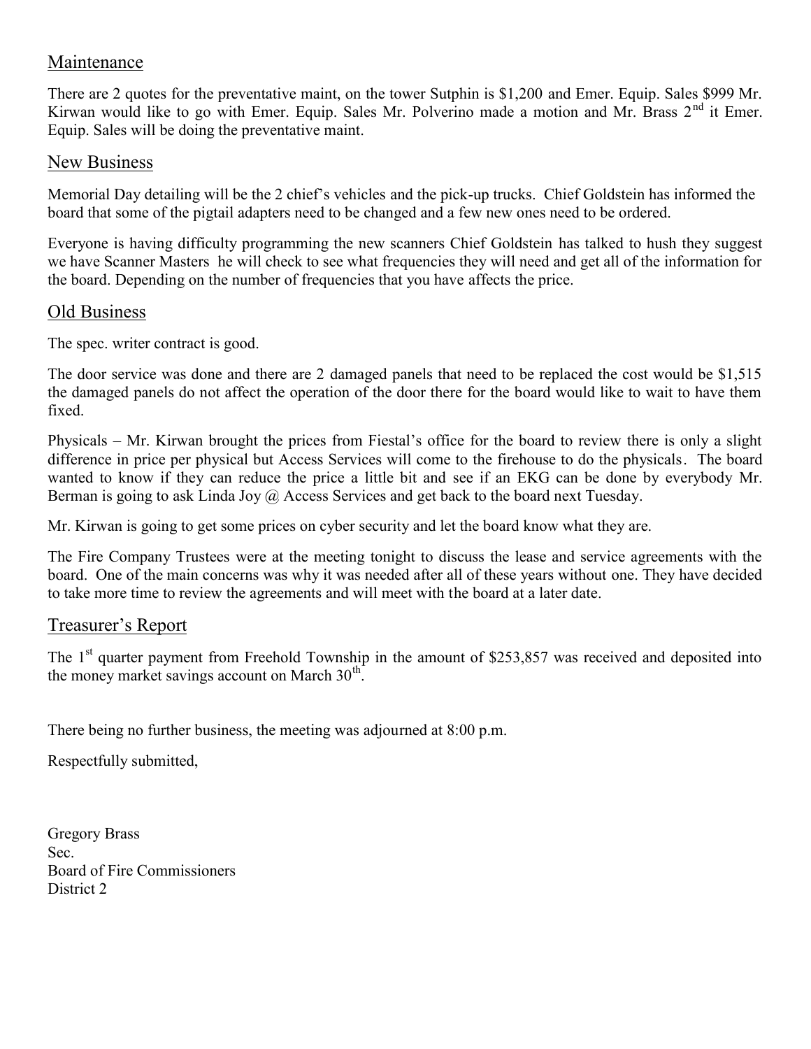## Maintenance

There are 2 quotes for the preventative maint, on the tower Sutphin is $1,200 and Emer. Equip. Sales $999 Mr. Kirwan would like to go with Emer. Equip. Sales Mr. Polverino made a motion and Mr. Brass 2nd it Emer. Equip. Sales will be doing the preventative maint.

## New Business

Memorial Day detailing will be the 2 chief's vehicles and the pick-up trucks. Chief Goldstein has informed the board that some of the pigtail adapters need to be changed and a few new ones need to be ordered.

Everyone is having difficulty programming the new scanners Chief Goldstein has talked to hush they suggest we have Scanner Masters he will check to see what frequencies they will need and get all of the information for the board. Depending on the number of frequencies that you have affects the price.

## Old Business

The spec. writer contract is good.

The door service was done and there are 2 damaged panels that need to be replaced the cost would be $1,515 the damaged panels do not affect the operation of the door there for the board would like to wait to have them fixed.

Physicals – Mr. Kirwan brought the prices from Fiestal's office for the board to review there is only a slight difference in price per physical but Access Services will come to the firehouse to do the physicals. The board wanted to know if they can reduce the price a little bit and see if an EKG can be done by everybody Mr. Berman is going to ask Linda Joy @ Access Services and get back to the board next Tuesday.

Mr. Kirwan is going to get some prices on cyber security and let the board know what they are.

The Fire Company Trustees were at the meeting tonight to discuss the lease and service agreements with the board. One of the main concerns was why it was needed after all of these years without one. They have decided to take more time to review the agreements and will meet with the board at a later date.

## Treasurer's Report

The 1st quarter payment from Freehold Township in the amount of $253,857 was received and deposited into the money market savings account on March 30th.

There being no further business, the meeting was adjourned at 8:00 p.m.

Respectfully submitted,

Gregory Brass
Sec.
Board of Fire Commissioners
District 2